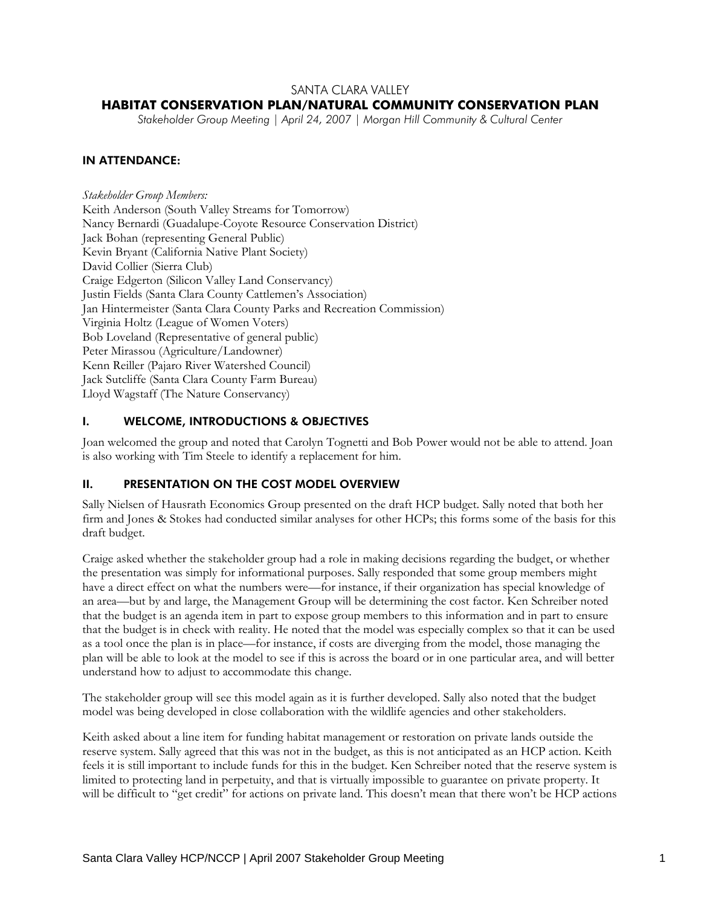SANTA CLARA VALLEY

# HABITAT CONSERVATION PLAN/NATURAL COMMUNITY CONSERVATION PLAN

*Stakeholder Group Meeting | April 24, 2007 | Morgan Hill Community & Cultural Center*

## IN ATTENDANCE:

*Stakeholder Group Members:*
Keith Anderson (South Valley Streams for Tomorrow)
Nancy Bernardi (Guadalupe-Coyote Resource Conservation District)
Jack Bohan (representing General Public)
Kevin Bryant (California Native Plant Society)
David Collier (Sierra Club)
Craige Edgerton (Silicon Valley Land Conservancy)
Justin Fields (Santa Clara County Cattlemen's Association)
Jan Hintermeister (Santa Clara County Parks and Recreation Commission)
Virginia Holtz (League of Women Voters)
Bob Loveland (Representative of general public)
Peter Mirassou (Agriculture/Landowner)
Kenn Reiller (Pajaro River Watershed Council)
Jack Sutcliffe (Santa Clara County Farm Bureau)
Lloyd Wagstaff (The Nature Conservancy)

## I. WELCOME, INTRODUCTIONS & OBJECTIVES

Joan welcomed the group and noted that Carolyn Tognetti and Bob Power would not be able to attend. Joan is also working with Tim Steele to identify a replacement for him.

## II. PRESENTATION ON THE COST MODEL OVERVIEW

Sally Nielsen of Hausrath Economics Group presented on the draft HCP budget. Sally noted that both her firm and Jones & Stokes had conducted similar analyses for other HCPs; this forms some of the basis for this draft budget.

Craige asked whether the stakeholder group had a role in making decisions regarding the budget, or whether the presentation was simply for informational purposes. Sally responded that some group members might have a direct effect on what the numbers were—for instance, if their organization has special knowledge of an area—but by and large, the Management Group will be determining the cost factor. Ken Schreiber noted that the budget is an agenda item in part to expose group members to this information and in part to ensure that the budget is in check with reality. He noted that the model was especially complex so that it can be used as a tool once the plan is in place—for instance, if costs are diverging from the model, those managing the plan will be able to look at the model to see if this is across the board or in one particular area, and will better understand how to adjust to accommodate this change.

The stakeholder group will see this model again as it is further developed. Sally also noted that the budget model was being developed in close collaboration with the wildlife agencies and other stakeholders.

Keith asked about a line item for funding habitat management or restoration on private lands outside the reserve system. Sally agreed that this was not in the budget, as this is not anticipated as an HCP action. Keith feels it is still important to include funds for this in the budget. Ken Schreiber noted that the reserve system is limited to protecting land in perpetuity, and that is virtually impossible to guarantee on private property. It will be difficult to "get credit" for actions on private land. This doesn't mean that there won't be HCP actions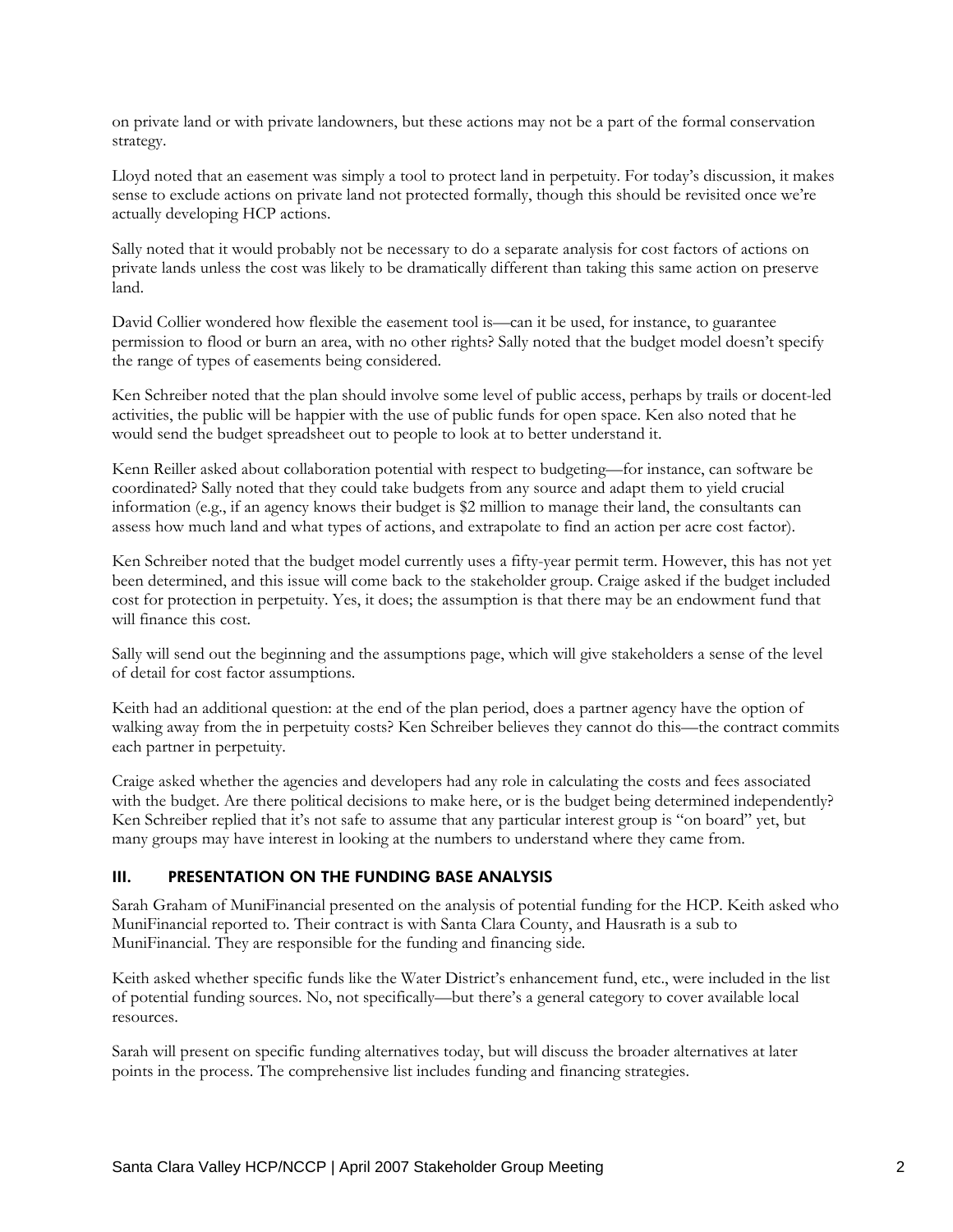on private land or with private landowners, but these actions may not be a part of the formal conservation strategy.

Lloyd noted that an easement was simply a tool to protect land in perpetuity. For today's discussion, it makes sense to exclude actions on private land not protected formally, though this should be revisited once we're actually developing HCP actions.

Sally noted that it would probably not be necessary to do a separate analysis for cost factors of actions on private lands unless the cost was likely to be dramatically different than taking this same action on preserve land.

David Collier wondered how flexible the easement tool is—can it be used, for instance, to guarantee permission to flood or burn an area, with no other rights? Sally noted that the budget model doesn't specify the range of types of easements being considered.

Ken Schreiber noted that the plan should involve some level of public access, perhaps by trails or docent-led activities, the public will be happier with the use of public funds for open space. Ken also noted that he would send the budget spreadsheet out to people to look at to better understand it.

Kenn Reiller asked about collaboration potential with respect to budgeting—for instance, can software be coordinated? Sally noted that they could take budgets from any source and adapt them to yield crucial information (e.g., if an agency knows their budget is $2 million to manage their land, the consultants can assess how much land and what types of actions, and extrapolate to find an action per acre cost factor).

Ken Schreiber noted that the budget model currently uses a fifty-year permit term. However, this has not yet been determined, and this issue will come back to the stakeholder group. Craige asked if the budget included cost for protection in perpetuity. Yes, it does; the assumption is that there may be an endowment fund that will finance this cost.

Sally will send out the beginning and the assumptions page, which will give stakeholders a sense of the level of detail for cost factor assumptions.

Keith had an additional question: at the end of the plan period, does a partner agency have the option of walking away from the in perpetuity costs? Ken Schreiber believes they cannot do this—the contract commits each partner in perpetuity.

Craige asked whether the agencies and developers had any role in calculating the costs and fees associated with the budget. Are there political decisions to make here, or is the budget being determined independently? Ken Schreiber replied that it's not safe to assume that any particular interest group is "on board" yet, but many groups may have interest in looking at the numbers to understand where they came from.

## III. PRESENTATION ON THE FUNDING BASE ANALYSIS

Sarah Graham of MuniFinancial presented on the analysis of potential funding for the HCP. Keith asked who MuniFinancial reported to. Their contract is with Santa Clara County, and Hausrath is a sub to MuniFinancial. They are responsible for the funding and financing side.

Keith asked whether specific funds like the Water District's enhancement fund, etc., were included in the list of potential funding sources. No, not specifically—but there's a general category to cover available local resources.

Sarah will present on specific funding alternatives today, but will discuss the broader alternatives at later points in the process. The comprehensive list includes funding and financing strategies.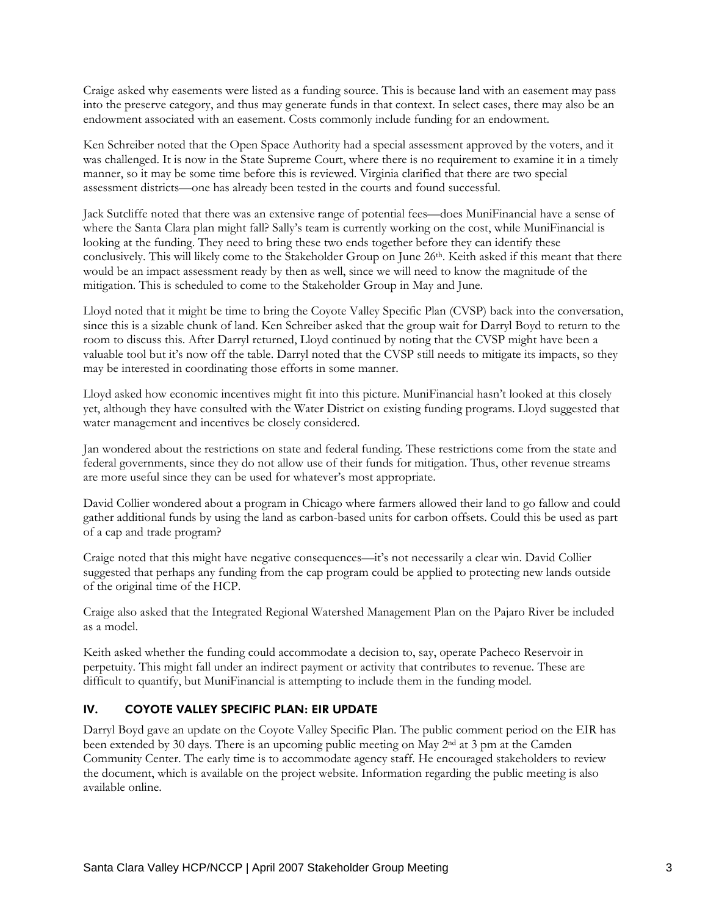Craige asked why easements were listed as a funding source. This is because land with an easement may pass into the preserve category, and thus may generate funds in that context. In select cases, there may also be an endowment associated with an easement. Costs commonly include funding for an endowment.

Ken Schreiber noted that the Open Space Authority had a special assessment approved by the voters, and it was challenged. It is now in the State Supreme Court, where there is no requirement to examine it in a timely manner, so it may be some time before this is reviewed. Virginia clarified that there are two special assessment districts—one has already been tested in the courts and found successful.

Jack Sutcliffe noted that there was an extensive range of potential fees—does MuniFinancial have a sense of where the Santa Clara plan might fall? Sally's team is currently working on the cost, while MuniFinancial is looking at the funding. They need to bring these two ends together before they can identify these conclusively. This will likely come to the Stakeholder Group on June 26th. Keith asked if this meant that there would be an impact assessment ready by then as well, since we will need to know the magnitude of the mitigation. This is scheduled to come to the Stakeholder Group in May and June.

Lloyd noted that it might be time to bring the Coyote Valley Specific Plan (CVSP) back into the conversation, since this is a sizable chunk of land. Ken Schreiber asked that the group wait for Darryl Boyd to return to the room to discuss this. After Darryl returned, Lloyd continued by noting that the CVSP might have been a valuable tool but it's now off the table. Darryl noted that the CVSP still needs to mitigate its impacts, so they may be interested in coordinating those efforts in some manner.

Lloyd asked how economic incentives might fit into this picture. MuniFinancial hasn't looked at this closely yet, although they have consulted with the Water District on existing funding programs. Lloyd suggested that water management and incentives be closely considered.

Jan wondered about the restrictions on state and federal funding. These restrictions come from the state and federal governments, since they do not allow use of their funds for mitigation. Thus, other revenue streams are more useful since they can be used for whatever's most appropriate.

David Collier wondered about a program in Chicago where farmers allowed their land to go fallow and could gather additional funds by using the land as carbon-based units for carbon offsets. Could this be used as part of a cap and trade program?

Craige noted that this might have negative consequences—it's not necessarily a clear win. David Collier suggested that perhaps any funding from the cap program could be applied to protecting new lands outside of the original time of the HCP.

Craige also asked that the Integrated Regional Watershed Management Plan on the Pajaro River be included as a model.

Keith asked whether the funding could accommodate a decision to, say, operate Pacheco Reservoir in perpetuity. This might fall under an indirect payment or activity that contributes to revenue. These are difficult to quantify, but MuniFinancial is attempting to include them in the funding model.

## IV. COYOTE VALLEY SPECIFIC PLAN: EIR UPDATE

Darryl Boyd gave an update on the Coyote Valley Specific Plan. The public comment period on the EIR has been extended by 30 days. There is an upcoming public meeting on May 2nd at 3 pm at the Camden Community Center. The early time is to accommodate agency staff. He encouraged stakeholders to review the document, which is available on the project website. Information regarding the public meeting is also available online.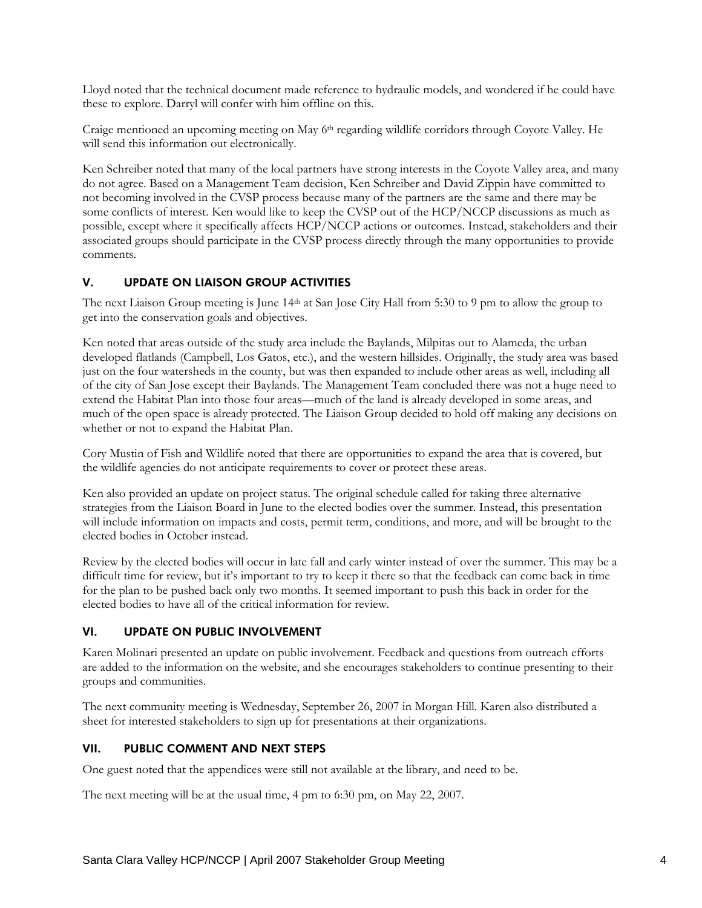Lloyd noted that the technical document made reference to hydraulic models, and wondered if he could have these to explore. Darryl will confer with him offline on this.

Craige mentioned an upcoming meeting on May 6th regarding wildlife corridors through Coyote Valley. He will send this information out electronically.

Ken Schreiber noted that many of the local partners have strong interests in the Coyote Valley area, and many do not agree. Based on a Management Team decision, Ken Schreiber and David Zippin have committed to not becoming involved in the CVSP process because many of the partners are the same and there may be some conflicts of interest. Ken would like to keep the CVSP out of the HCP/NCCP discussions as much as possible, except where it specifically affects HCP/NCCP actions or outcomes. Instead, stakeholders and their associated groups should participate in the CVSP process directly through the many opportunities to provide comments.

## V. UPDATE ON LIAISON GROUP ACTIVITIES

The next Liaison Group meeting is June 14th at San Jose City Hall from 5:30 to 9 pm to allow the group to get into the conservation goals and objectives.

Ken noted that areas outside of the study area include the Baylands, Milpitas out to Alameda, the urban developed flatlands (Campbell, Los Gatos, etc.), and the western hillsides. Originally, the study area was based just on the four watersheds in the county, but was then expanded to include other areas as well, including all of the city of San Jose except their Baylands. The Management Team concluded there was not a huge need to extend the Habitat Plan into those four areas—much of the land is already developed in some areas, and much of the open space is already protected. The Liaison Group decided to hold off making any decisions on whether or not to expand the Habitat Plan.

Cory Mustin of Fish and Wildlife noted that there are opportunities to expand the area that is covered, but the wildlife agencies do not anticipate requirements to cover or protect these areas.

Ken also provided an update on project status. The original schedule called for taking three alternative strategies from the Liaison Board in June to the elected bodies over the summer. Instead, this presentation will include information on impacts and costs, permit term, conditions, and more, and will be brought to the elected bodies in October instead.

Review by the elected bodies will occur in late fall and early winter instead of over the summer. This may be a difficult time for review, but it's important to try to keep it there so that the feedback can come back in time for the plan to be pushed back only two months. It seemed important to push this back in order for the elected bodies to have all of the critical information for review.

## VI. UPDATE ON PUBLIC INVOLVEMENT

Karen Molinari presented an update on public involvement. Feedback and questions from outreach efforts are added to the information on the website, and she encourages stakeholders to continue presenting to their groups and communities.

The next community meeting is Wednesday, September 26, 2007 in Morgan Hill. Karen also distributed a sheet for interested stakeholders to sign up for presentations at their organizations.

## VII. PUBLIC COMMENT AND NEXT STEPS

One guest noted that the appendices were still not available at the library, and need to be.

The next meeting will be at the usual time, 4 pm to 6:30 pm, on May 22, 2007.